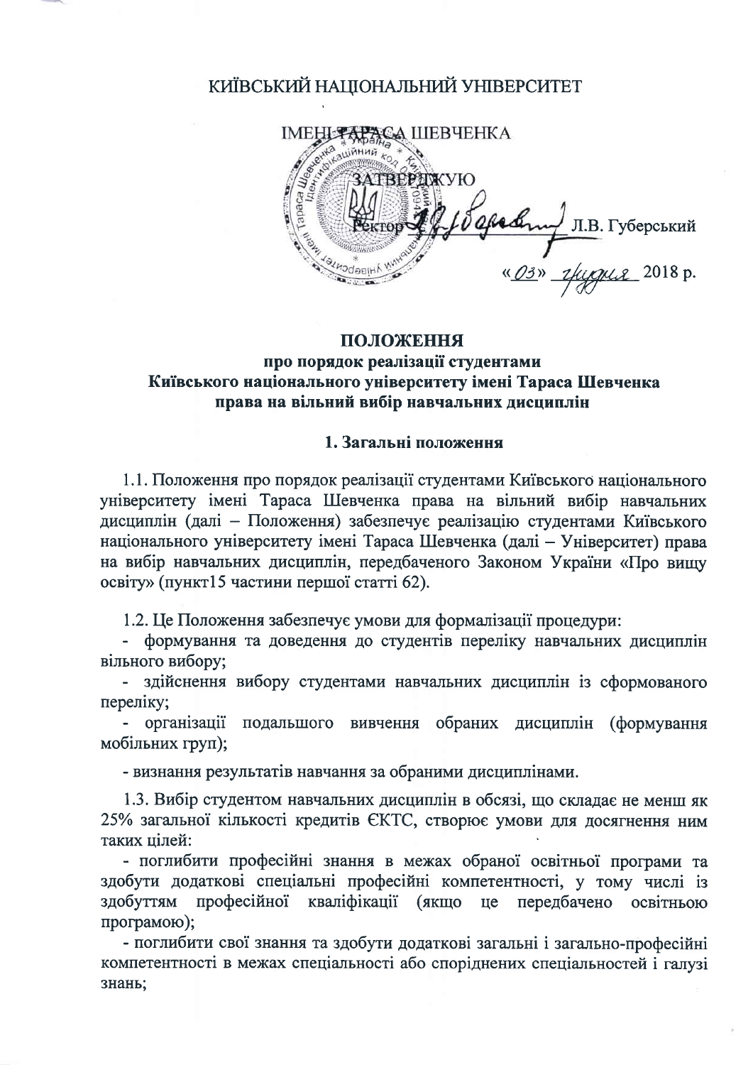КИЇВСЬКИЙ НАЦІОНАЛЬНИЙ УНІВЕРСИТЕТ

ІМЕНІ ТАРАСА ШЕВЧЕНКА

ЗАТВЕРДЖУЮ

Ректор ______________ Л.В. Губерський

«03» грудня 2018 р.

# ПОЛОЖЕННЯ
## про порядок реалізації студентами Київського національного університету імені Тараса Шевченка права на вільний вибір навчальних дисциплін

### 1. Загальні положення

1.1. Положення про порядок реалізації студентами Київського національного університету імені Тараса Шевченка права на вільний вибір навчальних дисциплін (далі – Положення) забезпечує реалізацію студентами Київського національного університету імені Тараса Шевченка (далі – Університет) права на вибір навчальних дисциплін, передбаченого Законом України «Про вищу освіту» (пункт15 частини першої статті 62).

1.2. Це Положення забезпечує умови для формалізації процедури:

- формування та доведення до студентів переліку навчальних дисциплін вільного вибору;
- здійснення вибору студентами навчальних дисциплін із сформованого переліку;
- організації подальшого вивчення обраних дисциплін (формування мобільних груп);
- визнання результатів навчання за обраними дисциплінами.

1.3. Вибір студентом навчальних дисциплін в обсязі, що складає не менш як 25% загальної кількості кредитів ЄКТС, створює умови для досягнення ним таких цілей:

- поглибити професійні знання в межах обраної освітньої програми та здобути додаткові спеціальні професійні компетентності, у тому числі із здобуттям професійної кваліфікації (якщо це передбачено освітньою програмою);
- поглибити свої знання та здобути додаткові загальні і загально-професійні компетентності в межах спеціальності або споріднених спеціальностей і галузі знань;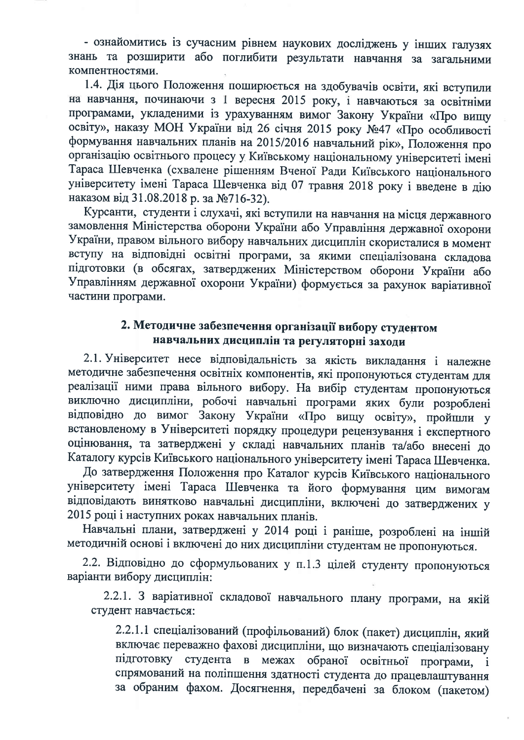- ознайомитись із сучасним рівнем наукових досліджень у інших галузях знань та розширити або поглибити результати навчання за загальними компетентностями.

1.4. Дія цього Положення поширюється на здобувачів освіти, які вступили на навчання, починаючи з 1 вересня 2015 року, і навчаються за освітніми програмами, укладеними із урахуванням вимог Закону України «Про вищу освіту», наказу МОН України від 26 січня 2015 року №47 «Про особливості формування навчальних планів на 2015/2016 навчальний рік», Положення про організацію освітнього процесу у Київському національному університеті імені Тараса Шевченка (схвалене рішенням Вченої Ради Київського національного університету імені Тараса Шевченка від 07 травня 2018 року і введене в дію наказом від 31.08.2018 р. за №716-32).

Курсанти, студенти і слухачі, які вступили на навчання на місця державного замовлення Міністерства оборони України або Управління державної охорони України, правом вільного вибору навчальних дисциплін скористалися в момент вступу на відповідні освітні програми, за якими спеціалізована складова підготовки (в обсягах, затверджених Міністерством оборони України або Управлінням державної охорони України) формується за рахунок варіативної частини програми.

## 2. Методичне забезпечення організації вибору студентом навчальних дисциплін та регуляторні заходи

2.1. Університет несе відповідальність за якість викладання і належне методичне забезпечення освітніх компонентів, які пропонуються студентам для реалізації ними права вільного вибору. На вибір студентам пропонуються виключно дисципліни, робочі навчальні програми яких були розроблені відповідно до вимог Закону України «Про вищу освіту», пройшли у встановленому в Університеті порядку процедури рецензування і експертного оцінювання, та затверджені у складі навчальних планів та/або внесені до Каталогу курсів Київського національного університету імені Тараса Шевченка.

До затвердження Положення про Каталог курсів Київського національного університету імені Тараса Шевченка та його формування цим вимогам відповідають винятково навчальні дисципліни, включені до затверджених у 2015 році і наступних роках навчальних планів.

Навчальні плани, затверджені у 2014 році і раніше, розроблені на іншій методичній основі і включені до них дисципліни студентам не пропонуються.

2.2. Відповідно до сформульованих у п.1.3 цілей студенту пропонуються варіанти вибору дисциплін:

2.2.1. З варіативної складової навчального плану програми, на якій студент навчається:

2.2.1.1 спеціалізований (профільований) блок (пакет) дисциплін, який включає переважно фахові дисципліни, що визначають спеціалізовану підготовку студента в межах обраної освітньої програми, і спрямований на поліпшення здатності студента до працевлаштування за обраним фахом. Досягнення, передбачені за блоком (пакетом)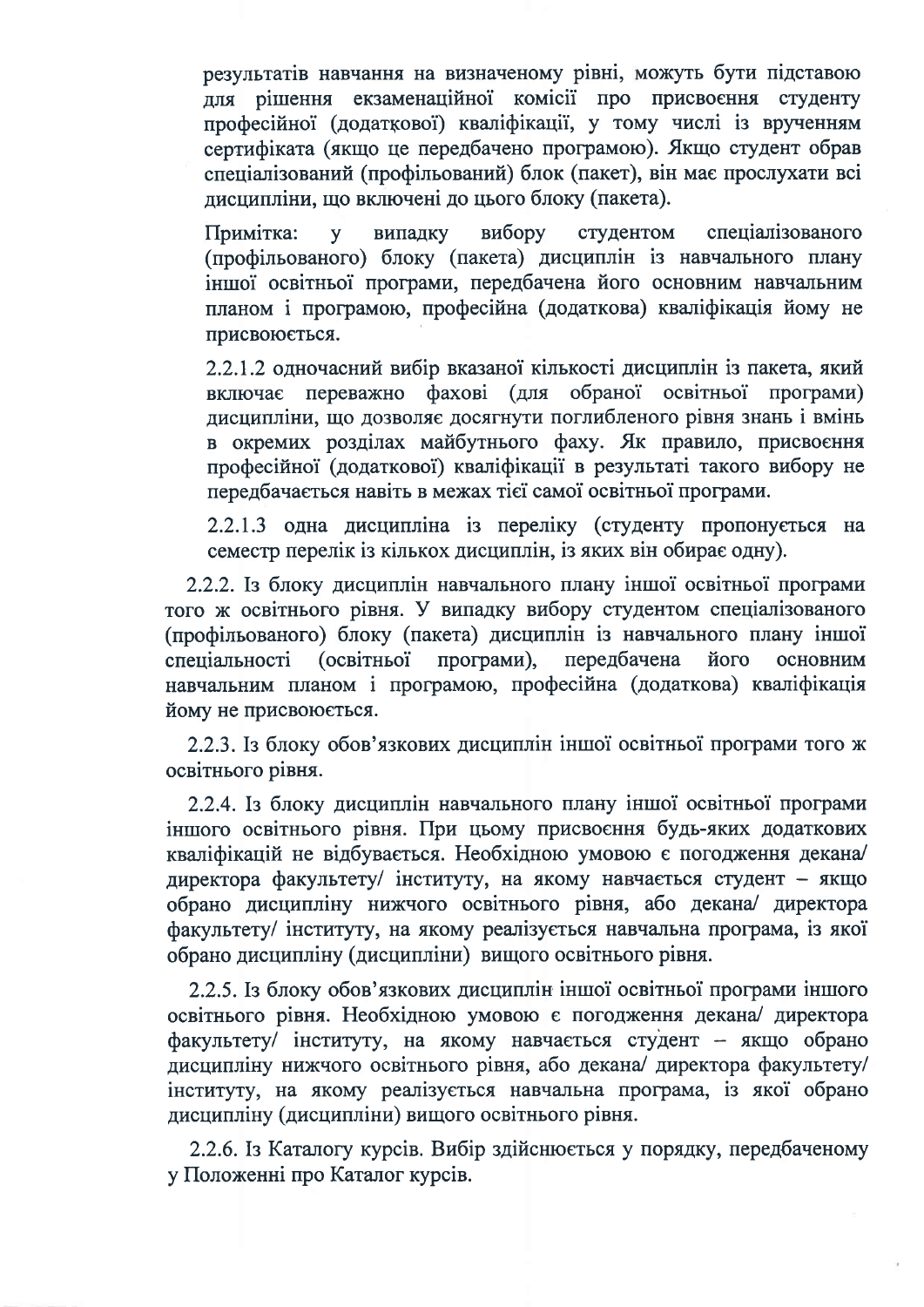результатів навчання на визначеному рівні, можуть бути підставою для рішення екзаменаційної комісії про присвоєння студенту професійної (додаткової) кваліфікації, у тому числі із врученням сертифіката (якщо це передбачено програмою). Якщо студент обрав спеціалізований (профільований) блок (пакет), він має прослухати всі дисципліни, що включені до цього блоку (пакета).

Примітка: у випадку вибору студентом спеціалізованого (профільованого) блоку (пакета) дисциплін із навчального плану іншої освітньої програми, передбачена його основним навчальним планом і програмою, професійна (додаткова) кваліфікація йому не присвоюється.

2.2.1.2 одночасний вибір вказаної кількості дисциплін із пакета, який включає переважно фахові (для обраної освітньої програми) дисципліни, що дозволяє досягнути поглибленого рівня знань і вмінь в окремих розділах майбутнього фаху. Як правило, присвоєння професійної (додаткової) кваліфікації в результаті такого вибору не передбачається навіть в межах тієї самої освітньої програми.

2.2.1.3 одна дисципліна із переліку (студенту пропонується на семестр перелік із кількох дисциплін, із яких він обирає одну).

2.2.2. Із блоку дисциплін навчального плану іншої освітньої програми того ж освітнього рівня. У випадку вибору студентом спеціалізованого (профільованого) блоку (пакета) дисциплін із навчального плану іншої спеціальності (освітньої програми), передбачена його основним навчальним планом і програмою, професійна (додаткова) кваліфікація йому не присвоюється.

2.2.3. Із блоку обов'язкових дисциплін іншої освітньої програми того ж освітнього рівня.

2.2.4. Із блоку дисциплін навчального плану іншої освітньої програми іншого освітнього рівня. При цьому присвоєння будь-яких додаткових кваліфікацій не відбувається. Необхідною умовою є погодження декана/ директора факультету/ інституту, на якому навчається студент – якщо обрано дисципліну нижчого освітнього рівня, або декана/ директора факультету/ інституту, на якому реалізується навчальна програма, із якої обрано дисципліну (дисципліни) вищого освітнього рівня.

2.2.5. Із блоку обов'язкових дисциплін іншої освітньої програми іншого освітнього рівня. Необхідною умовою є погодження декана/ директора факультету/ інституту, на якому навчається студент – якщо обрано дисципліну нижчого освітнього рівня, або декана/ директора факультету/ інституту, на якому реалізується навчальна програма, із якої обрано дисципліну (дисципліни) вищого освітнього рівня.

2.2.6. Із Каталогу курсів. Вибір здійснюється у порядку, передбаченому у Положенні про Каталог курсів.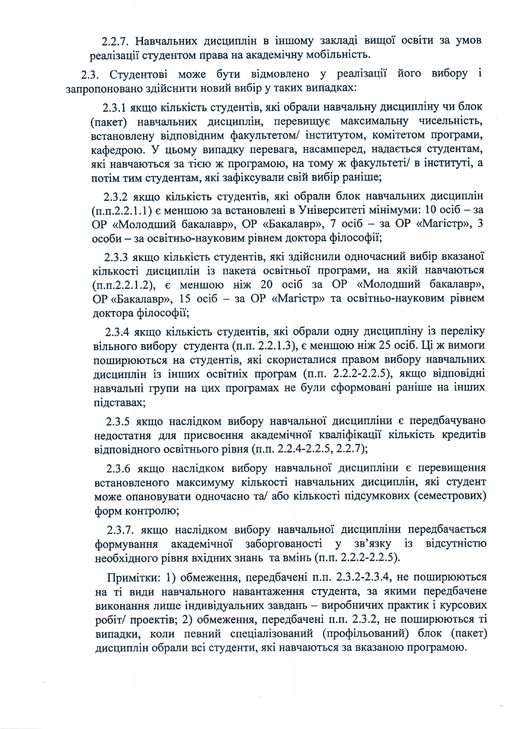2.2.7. Навчальних дисциплін в іншому закладі вищої освіти за умов реалізації студентом права на академічну мобільність.

2.3. Студентові може бути відмовлено у реалізації його вибору і запропоновано здійснити новий вибір у таких випадках:

2.3.1 якщо кількість студентів, які обрали навчальну дисципліну чи блок (пакет) навчальних дисциплін, перевищує максимальну чисельність, встановлену відповідним факультетом/ інститутом, комітетом програми, кафедрою. У цьому випадку перевага, насамперед, надається студентам, які навчаються за тією ж програмою, на тому ж факультеті/ в інституті, а потім тим студентам, які зафіксували свій вибір раніше;

2.3.2 якщо кількість студентів, які обрали блок навчальних дисциплін (п.п.2.2.1.1) є меншою за встановлені в Університеті мінімуми: 10 осіб – за ОР «Молодший бакалавр», ОР «Бакалавр», 7 осіб – за ОР «Магістр», 3 особи – за освітньо-науковим рівнем доктора філософії;

2.3.3 якщо кількість студентів, які здійснили одночасний вибір вказаної кількості дисциплін із пакета освітньої програми, на якій навчаються (п.п.2.2.1.2), є меншою ніж 20 осіб за ОР «Молодший бакалавр», ОР «Бакалавр», 15 осіб – за ОР «Магістр» та освітньо-науковим рівнем доктора філософії;

2.3.4 якщо кількість студентів, які обрали одну дисципліну із переліку вільного вибору студента (п.п. 2.2.1.3), є меншою ніж 25 осіб. Ці ж вимоги поширюються на студентів, які скористалися правом вибору навчальних дисциплін із інших освітніх програм (п.п. 2.2.2-2.2.5), якщо відповідні навчальні групи на цих програмах не були сформовані раніше на інших підставах;

2.3.5 якщо наслідком вибору навчальної дисципліни є передбачувано недостатня для присвоєння академічної кваліфікації кількість кредитів відповідного освітнього рівня (п.п. 2.2.4-2.2.5, 2.2.7);

2.3.6 якщо наслідком вибору навчальної дисципліни є перевищення встановленого максимуму кількості навчальних дисциплін, які студент може опановувати одночасно та/ або кількості підсумкових (семестрових) форм контролю;

2.3.7. якщо наслідком вибору навчальної дисципліни передбачається формування академічної заборгованості у зв'язку із відсутністю необхідного рівня вхідних знань та вмінь (п.п. 2.2.2-2.2.5).

Примітки: 1) обмеження, передбачені п.п. 2.3.2-2.3.4, не поширюються на ті види навчального навантаження студента, за якими передбачене виконання лише індивідуальних завдань – виробничих практик і курсових робіт/ проектів; 2) обмеження, передбачені п.п. 2.3.2, не поширюються ті випадки, коли певний спеціалізований (профільований) блок (пакет) дисциплін обрали всі студенти, які навчаються за вказаною програмою.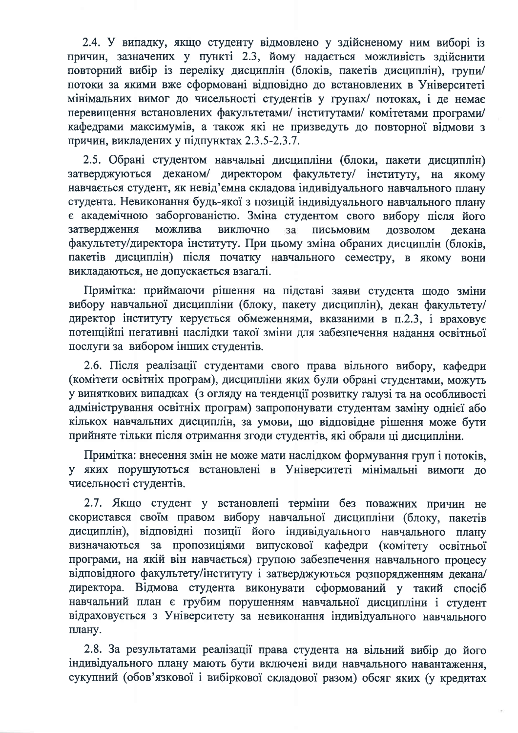2.4. У випадку, якщо студенту відмовлено у здійсненому ним виборі із причин, зазначених у пункті 2.3, йому надається можливість здійснити повторний вибір із переліку дисциплін (блоків, пакетів дисциплін), групи/ потоки за якими вже сформовані відповідно до встановлених в Університеті мінімальних вимог до чисельності студентів у групах/ потоках, і де немає перевищення встановлених факультетами/ інститутами/ комітетами програми/ кафедрами максимумів, а також які не призведуть до повторної відмови з причин, викладених у підпунктах 2.3.5-2.3.7.

2.5. Обрані студентом навчальні дисципліни (блоки, пакети дисциплін) затверджуються деканом/ директором факультету/ інституту, на якому навчається студент, як невід'ємна складова індивідуального навчального плану студента. Невиконання будь-якої з позицій індивідуального навчального плану є академічною заборгованістю. Зміна студентом свого вибору після його затвердження можлива виключно за письмовим дозволом декана факультету/директора інституту. При цьому зміна обраних дисциплін (блоків, пакетів дисциплін) після початку навчального семестру, в якому вони викладаються, не допускається взагалі.

Примітка: приймаючи рішення на підставі заяви студента щодо зміни вибору навчальної дисципліни (блоку, пакету дисциплін), декан факультету/ директор інституту керується обмеженнями, вказаними в п.2.3, і враховує потенційні негативні наслідки такої зміни для забезпечення надання освітньої послуги за вибором інших студентів.

2.6. Після реалізації студентами свого права вільного вибору, кафедри (комітети освітніх програм), дисципліни яких були обрані студентами, можуть у виняткових випадках (з огляду на тенденції розвитку галузі та на особливості адміністрування освітніх програм) запропонувати студентам заміну однієї або кількох навчальних дисциплін, за умови, що відповідне рішення може бути прийняте тільки після отримання згоди студентів, які обрали ці дисципліни.

Примітка: внесення змін не може мати наслідком формування груп і потоків, у яких порушуються встановлені в Університеті мінімальні вимоги до чисельності студентів.

2.7. Якщо студент у встановлені терміни без поважних причин не скористався своїм правом вибору навчальної дисципліни (блоку, пакетів дисциплін), відповідні позиції його індивідуального навчального плану визначаються за пропозиціями випускової кафедри (комітету освітньої програми, на якій він навчається) групою забезпечення навчального процесу відповідного факультету/інституту і затверджуються розпорядженням декана/ директора. Відмова студента виконувати сформований у такий спосіб навчальний план є грубим порушенням навчальної дисципліни і студент відраховується з Університету за невиконання індивідуального навчального плану.

2.8. За результатами реалізації права студента на вільний вибір до його індивідуального плану мають бути включені види навчального навантаження, сукупний (обов'язкової і вибіркової складової разом) обсяг яких (у кредитах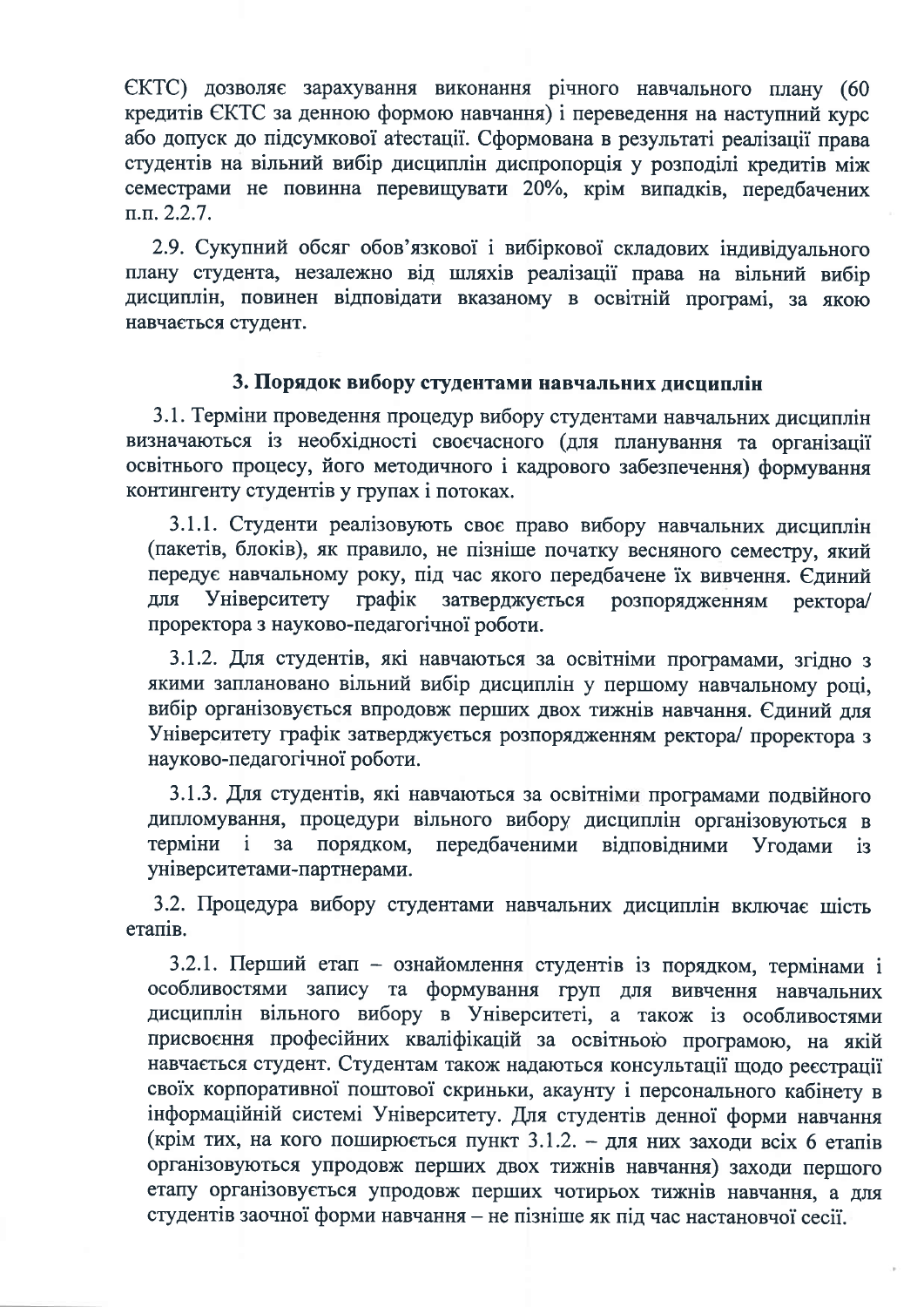ЄКТС) дозволяє зарахування виконання річного навчального плану (60 кредитів ЄКТС за денною формою навчання) і переведення на наступний курс або допуск до підсумкової атестації. Сформована в результаті реалізації права студентів на вільний вибір дисциплін диспропорція у розподілі кредитів між семестрами не повинна перевищувати 20%, крім випадків, передбачених п.п. 2.2.7.

2.9. Сукупний обсяг обов'язкової і вибіркової складових індивідуального плану студента, незалежно від шляхів реалізації права на вільний вибір дисциплін, повинен відповідати вказаному в освітній програмі, за якою навчається студент.

### 3. Порядок вибору студентами навчальних дисциплін

3.1. Терміни проведення процедур вибору студентами навчальних дисциплін визначаються із необхідності своєчасного (для планування та організації освітнього процесу, його методичного і кадрового забезпечення) формування контингенту студентів у групах і потоках.

3.1.1. Студенти реалізовують своє право вибору навчальних дисциплін (пакетів, блоків), як правило, не пізніше початку весняного семестру, який передує навчальному року, під час якого передбачене їх вивчення. Єдиний для Університету графік затверджується розпорядженням ректора/ проректора з науково-педагогічної роботи.

3.1.2. Для студентів, які навчаються за освітніми програмами, згідно з якими заплановано вільний вибір дисциплін у першому навчальному році, вибір організовується впродовж перших двох тижнів навчання. Єдиний для Університету графік затверджується розпорядженням ректора/ проректора з науково-педагогічної роботи.

3.1.3. Для студентів, які навчаються за освітніми програмами подвійного дипломування, процедури вільного вибору дисциплін організовуються в терміни і за порядком, передбаченими відповідними Угодами із університетами-партнерами.

3.2. Процедура вибору студентами навчальних дисциплін включає шість етапів.

3.2.1. Перший етап – ознайомлення студентів із порядком, термінами і особливостями запису та формування груп для вивчення навчальних дисциплін вільного вибору в Університеті, а також із особливостями присвоєння професійних кваліфікацій за освітньою програмою, на якій навчається студент. Студентам також надаються консультації щодо реєстрації своїх корпоративної поштової скриньки, акаунту і персонального кабінету в інформаційній системі Університету. Для студентів денної форми навчання (крім тих, на кого поширюється пункт 3.1.2. – для них заходи всіх 6 етапів організовуються упродовж перших двох тижнів навчання) заходи першого етапу організовується упродовж перших чотирьох тижнів навчання, а для студентів заочної форми навчання – не пізніше як під час настановчої сесії.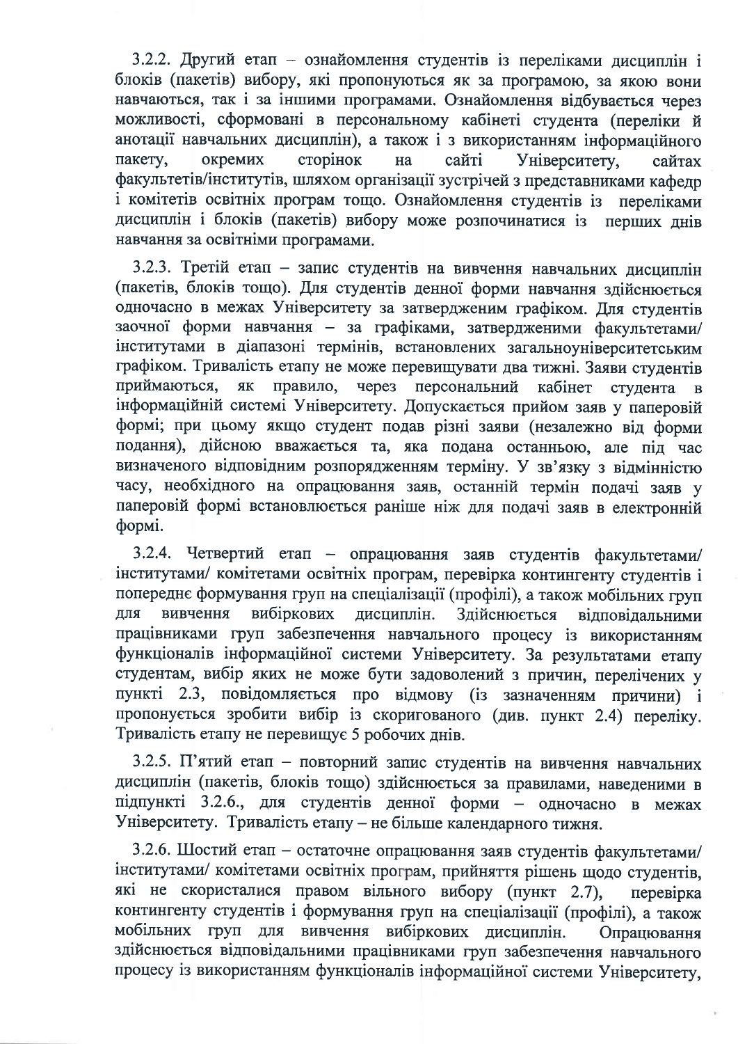3.2.2. Другий етап – ознайомлення студентів із переліками дисциплін і блоків (пакетів) вибору, які пропонуються як за програмою, за якою вони навчаються, так і за іншими програмами. Ознайомлення відбувається через можливості, сформовані в персональному кабінеті студента (переліки й анотації навчальних дисциплін), а також і з використанням інформаційного пакету, окремих сторінок на сайті Університету, сайтах факультетів/інститутів, шляхом організації зустрічей з представниками кафедр і комітетів освітніх програм тощо. Ознайомлення студентів із переліками дисциплін і блоків (пакетів) вибору може розпочинатися із перших днів навчання за освітніми програмами.

3.2.3. Третій етап – запис студентів на вивчення навчальних дисциплін (пакетів, блоків тощо). Для студентів денної форми навчання здійснюється одночасно в межах Університету за затвердженим графіком. Для студентів заочної форми навчання – за графіками, затвердженими факультетами/ інститутами в діапазоні термінів, встановлених загальноуніверситетським графіком. Тривалість етапу не може перевищувати два тижні. Заяви студентів приймаються, як правило, через персональний кабінет студента в інформаційній системі Університету. Допускається прийом заяв у паперовій формі; при цьому якщо студент подав різні заяви (незалежно від форми подання), дійсною вважається та, яка подана останньою, але під час визначеного відповідним розпорядженням терміну. У зв'язку з відмінністю часу, необхідного на опрацювання заяв, останній термін подачі заяв у паперовій формі встановлюється раніше ніж для подачі заяв в електронній формі.

3.2.4. Четвертий етап – опрацювання заяв студентів факультетами/ інститутами/ комітетами освітніх програм, перевірка контингенту студентів і попереднє формування груп на спеціалізації (профілі), а також мобільних груп для вивчення вибіркових дисциплін. Здійснюється відповідальними працівниками груп забезпечення навчального процесу із використанням функціоналів інформаційної системи Університету. За результатами етапу студентам, вибір яких не може бути задоволений з причин, перелічених у пункті 2.3, повідомляється про відмову (із зазначенням причини) і пропонується зробити вибір із скоригованого (див. пункт 2.4) переліку. Тривалість етапу не перевищує 5 робочих днів.

3.2.5. П'ятий етап – повторний запис студентів на вивчення навчальних дисциплін (пакетів, блоків тощо) здійснюється за правилами, наведеними в підпункті 3.2.6., для студентів денної форми – одночасно в межах Університету. Тривалість етапу – не більше календарного тижня.

3.2.6. Шостий етап – остаточне опрацювання заяв студентів факультетами/ інститутами/ комітетами освітніх програм, прийняття рішень щодо студентів, які не скористалися правом вільного вибору (пункт 2.7), перевірка контингенту студентів і формування груп на спеціалізації (профілі), а також мобільних груп для вивчення вибіркових дисциплін. Опрацювання здійснюється відповідальними працівниками груп забезпечення навчального процесу із використанням функціоналів інформаційної системи Університету,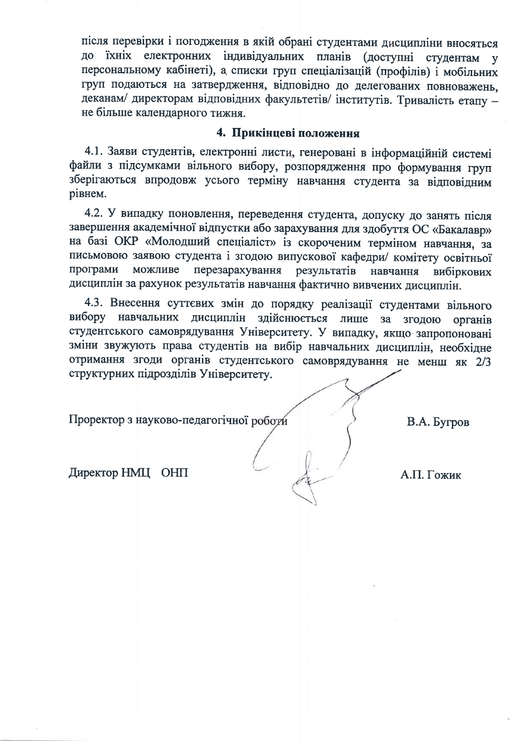після перевірки і погодження в якій обрані студентами дисципліни вносяться до їхніх електронних індивідуальних планів (доступні студентам у персональному кабінеті), а списки груп спеціалізацій (профілів) і мобільних груп подаються на затвердження, відповідно до делегованих повноважень, деканам/ директорам відповідних факультетів/ інститутів. Тривалість етапу – не більше календарного тижня.

## 4. Прикінцеві положення

4.1. Заяви студентів, електронні листи, генеровані в інформаційній системі файли з підсумками вільного вибору, розпорядження про формування груп зберігаються впродовж усього терміну навчання студента за відповідним рівнем.

4.2. У випадку поновлення, переведення студента, допуску до занять після завершення академічної відпустки або зарахування для здобуття ОС «Бакалавр» на базі ОКР «Молодший спеціаліст» із скороченим терміном навчання, за письмовою заявою студента і згодою випускової кафедри/ комітету освітньої програми можливе перезарахування результатів навчання вибіркових дисциплін за рахунок результатів навчання фактично вивчених дисциплін.

4.3. Внесення суттєвих змін до порядку реалізації студентами вільного вибору навчальних дисциплін здійснюється лише за згодою органів студентського самоврядування Університету. У випадку, якщо запропоновані зміни звужують права студентів на вибір навчальних дисциплін, необхідне отримання згоди органів студентського самоврядування не менш як 2/3 структурних підрозділів Університету.

Проректор з науково-педагогічної роботи В.А. Бугров

Директор НМЦ ОНП А.П. Гожик